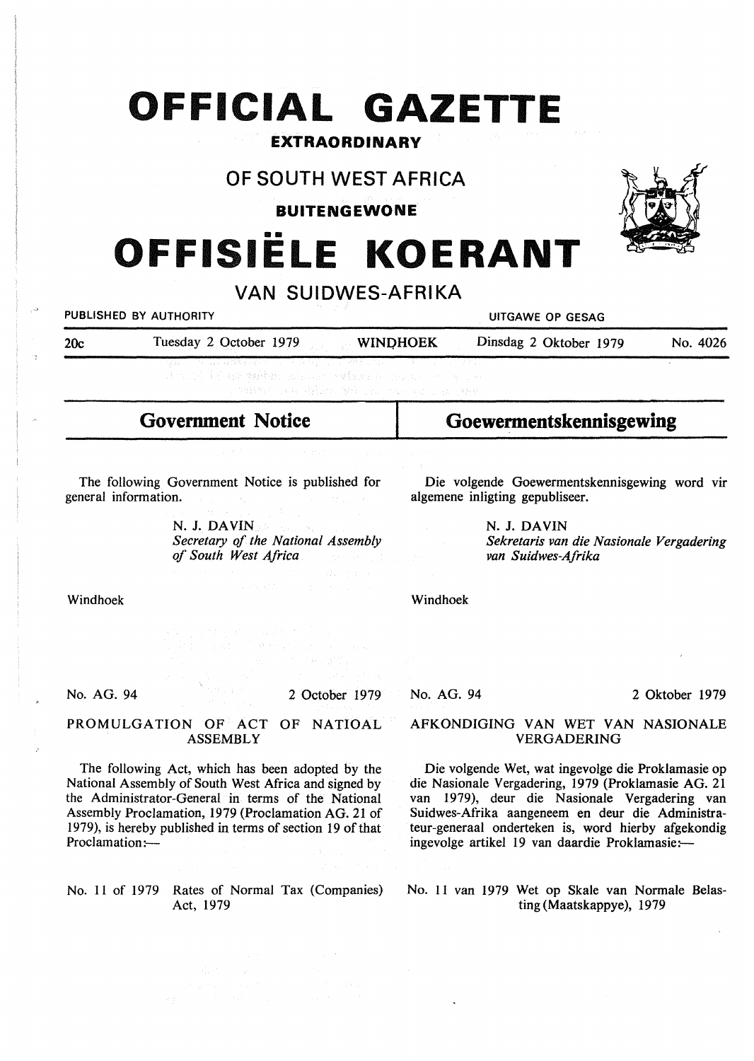# OFFICIAL GAZETTE

**EXTRAORDINARY**

## OF SOUTH WEST AFRICA

**BUITENGEWONE**

# OFFISIËLE KOERANT

## VAN SUIDWES-AFRIKA

PUBLISHED BY AUTHORITY | UITGAWE OP GESAG

20c | Tuesday 2 October 1979 | WINDHOEK | Dinsdag 2 Oktober 1979 | No. 4026

## Government Notice

The following Government Notice is published for general information.

N. J. DAVIN
*Secretary of the National Assembly of South West Africa*

Windhoek

No. AG. 94 — 2 October 1979

PROMULGATION OF ACT OF NATIOAL ASSEMBLY

The following Act, which has been adopted by the National Assembly of South West Africa and signed by the Administrator-General in terms of the National Assembly Proclamation, 1979 (Proclamation AG. 21 of 1979), is hereby published in terms of section 19 of that Proclamation:—

No. 11 of 1979 Rates of Normal Tax (Companies) Act, 1979

## Goewermentskennisgewing

Die volgende Goewermentskennisgewing word vir algemene inligting gepubliseer.

N. J. DAVIN
*Sekretaris van die Nasionale Vergadering van Suidwes-Afrika*

Windhoek

No. AG. 94 — 2 Oktober 1979

AFKONDIGING VAN WET VAN NASIONALE VERGADERING

Die volgende Wet, wat ingevolge die Proklamasie op die Nasionale Vergadering, 1979 (Proklamasie AG. 21 van 1979), deur die Nasionale Vergadering van Suidwes-Afrika aangeneem en deur die Administrateur-generaal onderteken is, word hierby afgekondig ingevolge artikel 19 van daardie Proklamasie:—

No. 11 van 1979 Wet op Skale van Normale Belasting (Maatskappye), 1979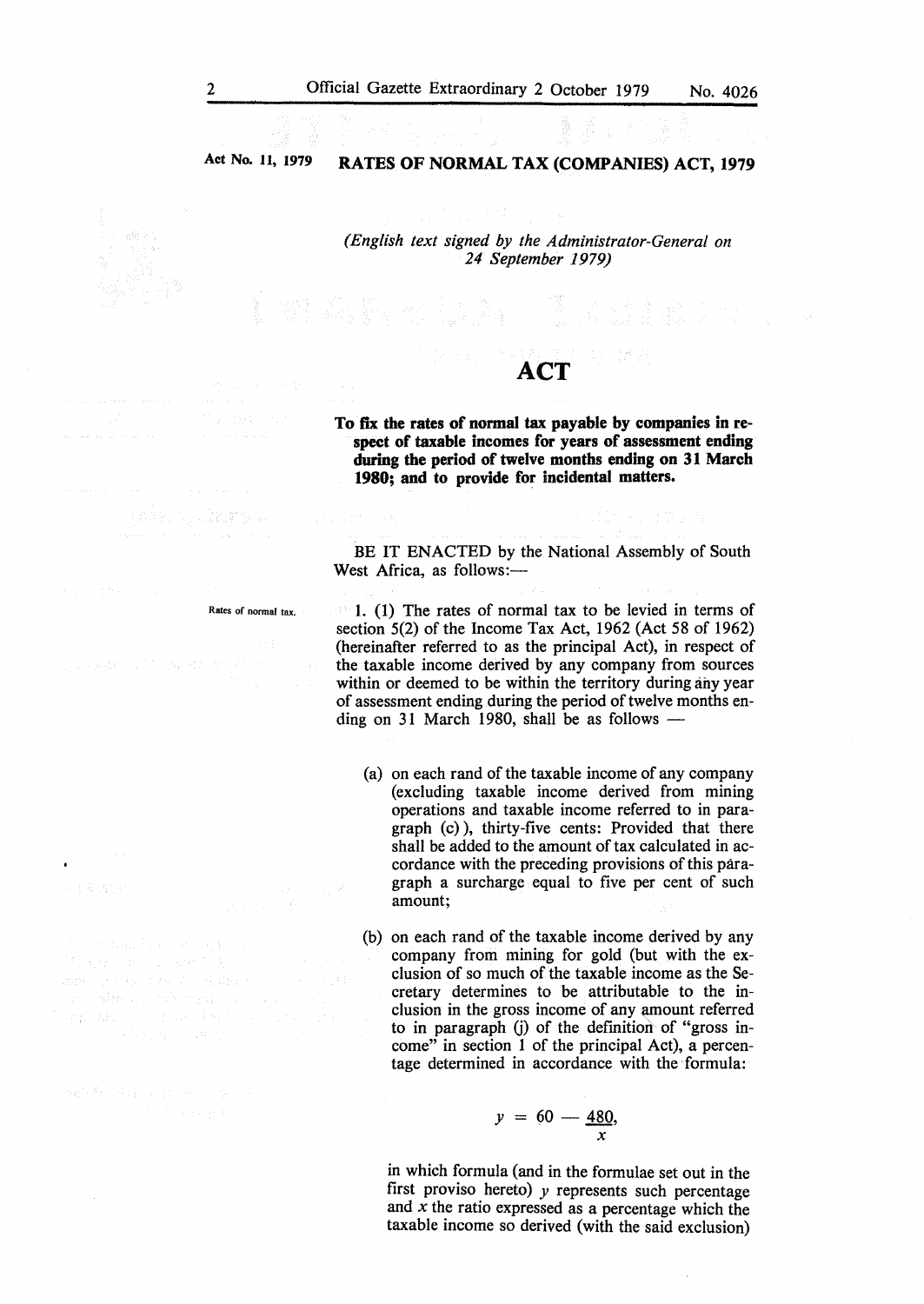**Act No. 11, 1979** **RATES OF NORMAL TAX (COMPANIES) ACT, 1979**

*(English text signed by the Administrator-General on 24 September 1979)*

# ACT

**To fix the rates of normal tax payable by companies in respect of taxable incomes for years of assessment ending during the period of twelve months ending on 31 March 1980; and to provide for incidental matters.**

BE IT ENACTED by the National Assembly of South West Africa, as follows:—

Rates of normal tax.

1. (1) The rates of normal tax to be levied in terms of section 5(2) of the Income Tax Act, 1962 (Act 58 of 1962) (hereinafter referred to as the principal Act), in respect of the taxable income derived by any company from sources within or deemed to be within the territory during any year of assessment ending during the period of twelve months ending on 31 March 1980, shall be as follows —

(a) on each rand of the taxable income of any company (excluding taxable income derived from mining operations and taxable income referred to in paragraph (c)), thirty-five cents: Provided that there shall be added to the amount of tax calculated in accordance with the preceding provisions of this paragraph a surcharge equal to five per cent of such amount;

(b) on each rand of the taxable income derived by any company from mining for gold (but with the exclusion of so much of the taxable income as the Secretary determines to be attributable to the inclusion in the gross income of any amount referred to in paragraph (j) of the definition of "gross income" in section 1 of the principal Act), a percentage determined in accordance with the formula:

$$y = 60 - \frac{480}{x},$$

in which formula (and in the formulae set out in the first proviso hereto) $y$ represents such percentage and $x$ the ratio expressed as a percentage which the taxable income so derived (with the said exclusion)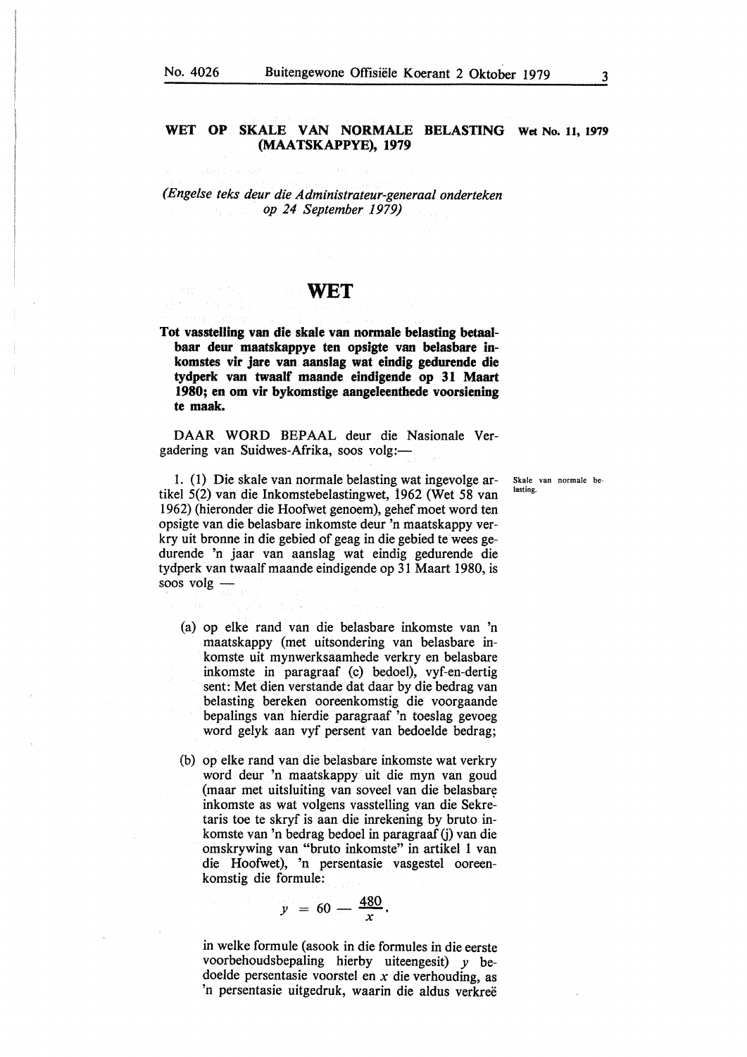## WET OP SKALE VAN NORMALE BELASTING (MAATSKAPPYE), 1979

**Wet No. 11, 1979**

*(Engelse teks deur die Administrateur-generaal onderteken op 24 September 1979)*

# WET

**Tot vasstelling van die skale van normale belasting betaalbaar deur maatskappye ten opsigte van belasbare inkomstes vir jare van aanslag wat eindig gedurende die tydperk van twaalf maande eindigende op 31 Maart 1980; en om vir bykomstige aangeleenthede voorsiening te maak.**

DAAR WORD BEPAAL deur die Nasionale Vergadering van Suidwes-Afrika, soos volg:—

*Skale van normale belasting.*

1. (1) Die skale van normale belasting wat ingevolge artikel 5(2) van die Inkomstebelastingwet, 1962 (Wet 58 van 1962) (hieronder die Hoofwet genoem), gehef moet word ten opsigte van die belasbare inkomste deur 'n maatskappy verkry uit bronne in die gebied of geag in die gebied te wees gedurende 'n jaar van aanslag wat eindig gedurende die tydperk van twaalf maande eindigende op 31 Maart 1980, is soos volg —

(a) op elke rand van die belasbare inkomste van 'n maatskappy (met uitsondering van belasbare inkomste uit mynwerksaamhede verkry en belasbare inkomste in paragraaf (c) bedoel), vyf-en-dertig sent: Met dien verstande dat daar by die bedrag van belasting bereken ooreenkomstig die voorgaande bepalings van hierdie paragraaf 'n toeslag gevoeg word gelyk aan vyf persent van bedoelde bedrag;

(b) op elke rand van die belasbare inkomste wat verkry word deur 'n maatskappy uit die myn van goud (maar met uitsluiting van soveel van die belasbare inkomste as wat volgens vasstelling van die Sekretaris toe te skryf is aan die inrekening by bruto inkomste van 'n bedrag bedoel in paragraaf (j) van die omskrywing van "bruto inkomste" in artikel 1 van die Hoofwet), 'n persentasie vasgestel ooreenkomstig die formule:

$$y = 60 - \frac{480}{x},$$

in welke formule (asook in die formules in die eerste voorbehoudsbepaling hierby uiteengesit) $y$ bedoelde persentasie voorstel en $x$ die verhouding, as 'n persentasie uitgedruk, waarin die aldus verkreë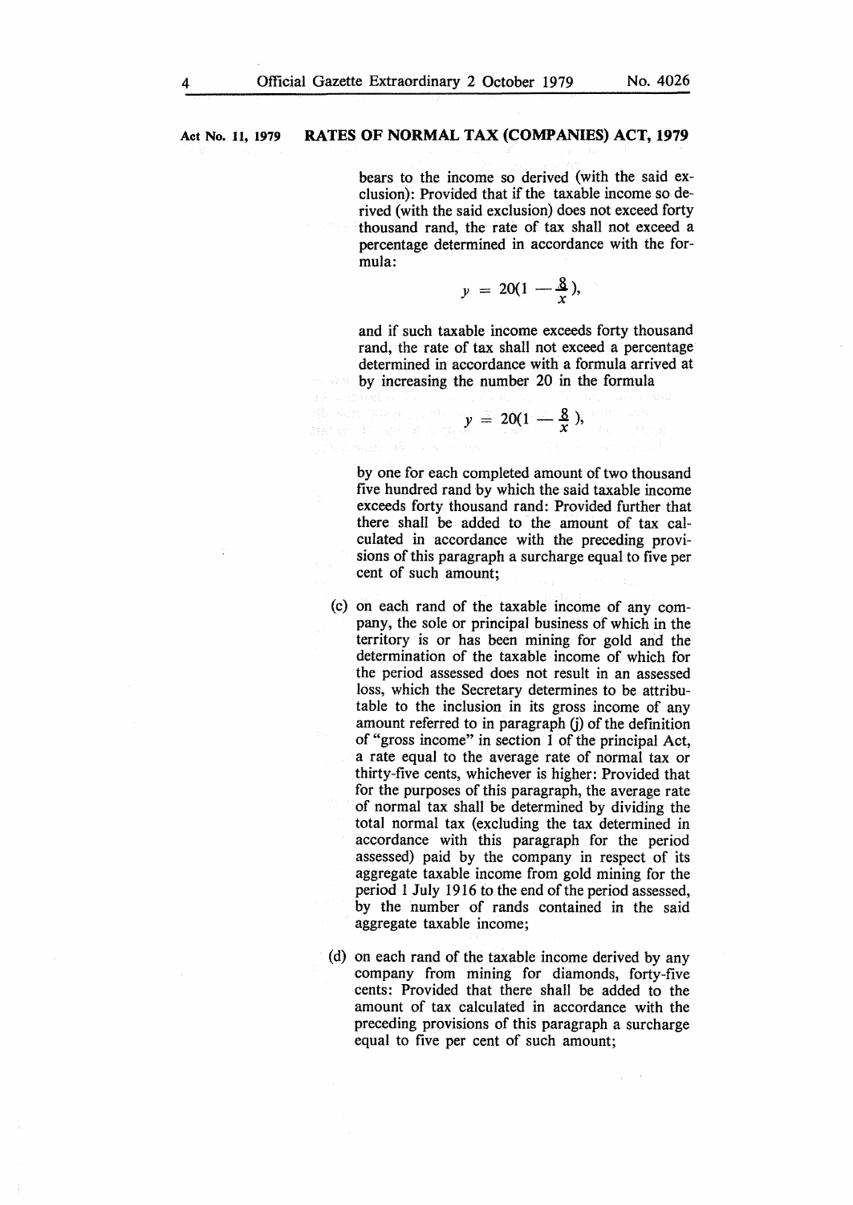bears to the income so derived (with the said exclusion): Provided that if the taxable income so derived (with the said exclusion) does not exceed forty thousand rand, the rate of tax shall not exceed a percentage determined in accordance with the formula:

$$y = 20(1 - \frac{8}{x}),$$

and if such taxable income exceeds forty thousand rand, the rate of tax shall not exceed a percentage determined in accordance with a formula arrived at by increasing the number 20 in the formula

$$y = 20(1 - \frac{8}{x}),$$

by one for each completed amount of two thousand five hundred rand by which the said taxable income exceeds forty thousand rand: Provided further that there shall be added to the amount of tax calculated in accordance with the preceding provisions of this paragraph a surcharge equal to five per cent of such amount;

(c) on each rand of the taxable income of any company, the sole or principal business of which in the territory is or has been mining for gold and the determination of the taxable income of which for the period assessed does not result in an assessed loss, which the Secretary determines to be attributable to the inclusion in its gross income of any amount referred to in paragraph (j) of the definition of "gross income" in section 1 of the principal Act, a rate equal to the average rate of normal tax or thirty-five cents, whichever is higher: Provided that for the purposes of this paragraph, the average rate of normal tax shall be determined by dividing the total normal tax (excluding the tax determined in accordance with this paragraph for the period assessed) paid by the company in respect of its aggregate taxable income from gold mining for the period 1 July 1916 to the end of the period assessed, by the number of rands contained in the said aggregate taxable income;

(d) on each rand of the taxable income derived by any company from mining for diamonds, forty-five cents: Provided that there shall be added to the amount of tax calculated in accordance with the preceding provisions of this paragraph a surcharge equal to five per cent of such amount;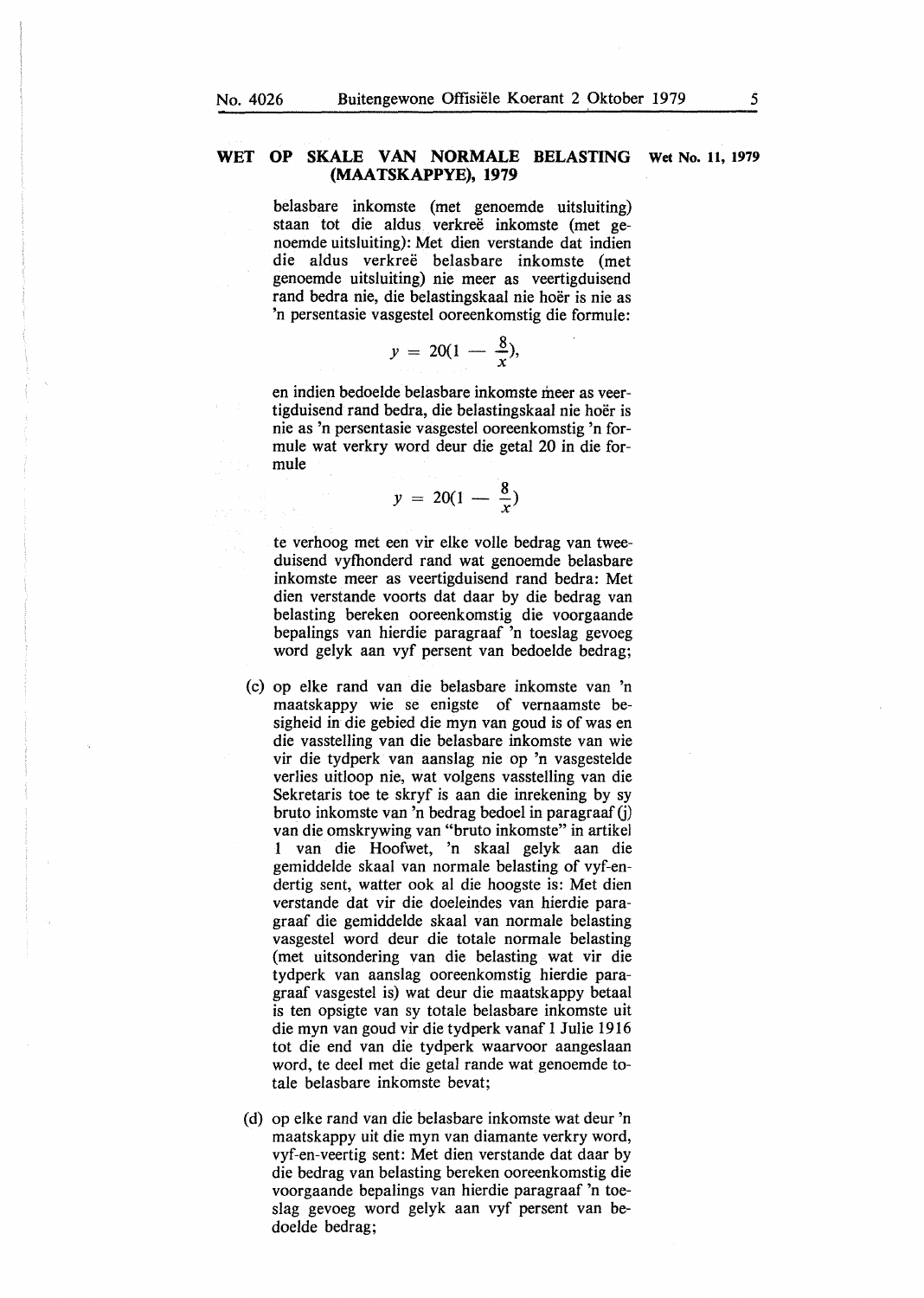## WET OP SKALE VAN NORMALE BELASTING (MAATSKAPPYE), 1979

Wet No. 11, 1979

belasbare inkomste (met genoemde uitsluiting) staan tot die aldus verkreë inkomste (met genoemde uitsluiting): Met dien verstande dat indien die aldus verkreë belasbare inkomste (met genoemde uitsluiting) nie meer as veertigduisend rand bedra nie, die belastingskaal nie hoër is nie as 'n persentasie vasgestel ooreenkomstig die formule:

$$y = 20(1 - \frac{8}{x}),$$

en indien bedoelde belasbare inkomste meer as veertigduisend rand bedra, die belastingskaal nie hoër is nie as 'n persentasie vasgestel ooreenkomstig 'n formule wat verkry word deur die getal 20 in die formule

$$y = 20(1 - \frac{8}{x})$$

te verhoog met een vir elke volle bedrag van tweeduisend vyfhonderd rand wat genoemde belasbare inkomste meer as veertigduisend rand bedra: Met dien verstande voorts dat daar by die bedrag van belasting bereken ooreenkomstig die voorgaande bepalings van hierdie paragraaf 'n toeslag gevoeg word gelyk aan vyf persent van bedoelde bedrag;

(c) op elke rand van die belasbare inkomste van 'n maatskappy wie se enigste of vernaamste besigheid in die gebied die myn van goud is of was en die vasstelling van die belasbare inkomste van wie vir die tydperk van aanslag nie op 'n vasgestelde verlies uitloop nie, wat volgens vasstelling van die Sekretaris toe te skryf is aan die inrekening by sy bruto inkomste van 'n bedrag bedoel in paragraaf (j) van die omskrywing van "bruto inkomste" in artikel 1 van die Hoofwet, 'n skaal gelyk aan die gemiddelde skaal van normale belasting of vyf-en-dertig sent, watter ook al die hoogste is: Met dien verstande dat vir die doeleindes van hierdie paragraaf die gemiddelde skaal van normale belasting vasgestel word deur die totale normale belasting (met uitsondering van die belasting wat vir die tydperk van aanslag ooreenkomstig hierdie paragraaf vasgestel is) wat deur die maatskappy betaal is ten opsigte van sy totale belasbare inkomste uit die myn van goud vir die tydperk vanaf 1 Julie 1916 tot die end van die tydperk waarvoor aangeslaan word, te deel met die getal rande wat genoemde totale belasbare inkomste bevat;

(d) op elke rand van die belasbare inkomste wat deur 'n maatskappy uit die myn van diamante verkry word, vyf-en-veertig sent: Met dien verstande dat daar by die bedrag van belasting bereken ooreenkomstig die voorgaande bepalings van hierdie paragraaf 'n toeslag gevoeg word gelyk aan vyf persent van bedoelde bedrag;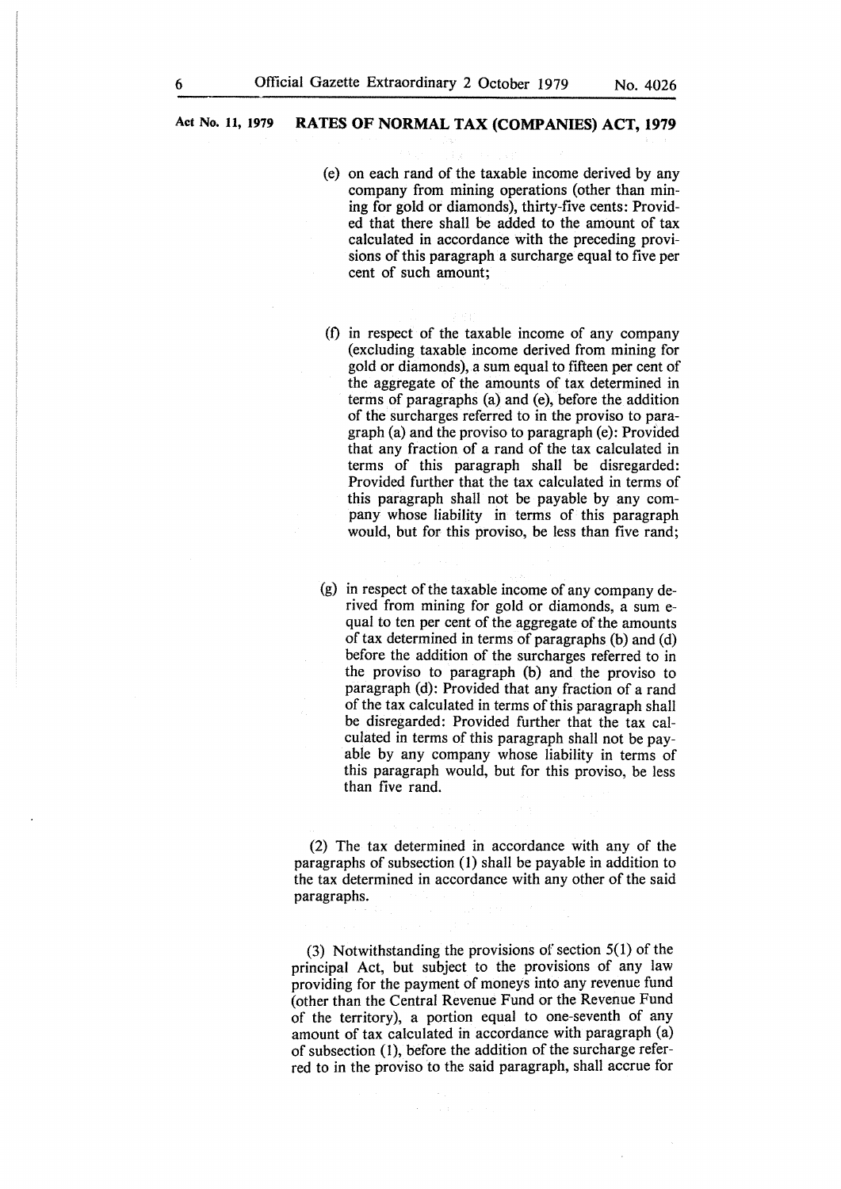(e) on each rand of the taxable income derived by any company from mining operations (other than mining for gold or diamonds), thirty-five cents: Provided that there shall be added to the amount of tax calculated in accordance with the preceding provisions of this paragraph a surcharge equal to five per cent of such amount;

(f) in respect of the taxable income of any company (excluding taxable income derived from mining for gold or diamonds), a sum equal to fifteen per cent of the aggregate of the amounts of tax determined in terms of paragraphs (a) and (e), before the addition of the surcharges referred to in the proviso to paragraph (a) and the proviso to paragraph (e): Provided that any fraction of a rand of the tax calculated in terms of this paragraph shall be disregarded: Provided further that the tax calculated in terms of this paragraph shall not be payable by any company whose liability in terms of this paragraph would, but for this proviso, be less than five rand;

(g) in respect of the taxable income of any company derived from mining for gold or diamonds, a sum equal to ten per cent of the aggregate of the amounts of tax determined in terms of paragraphs (b) and (d) before the addition of the surcharges referred to in the proviso to paragraph (b) and the proviso to paragraph (d): Provided that any fraction of a rand of the tax calculated in terms of this paragraph shall be disregarded: Provided further that the tax calculated in terms of this paragraph shall not be payable by any company whose liability in terms of this paragraph would, but for this proviso, be less than five rand.

(2) The tax determined in accordance with any of the paragraphs of subsection (1) shall be payable in addition to the tax determined in accordance with any other of the said paragraphs.

(3) Notwithstanding the provisions of section 5(1) of the principal Act, but subject to the provisions of any law providing for the payment of moneys into any revenue fund (other than the Central Revenue Fund or the Revenue Fund of the territory), a portion equal to one-seventh of any amount of tax calculated in accordance with paragraph (a) of subsection (1), before the addition of the surcharge referred to in the proviso to the said paragraph, shall accrue for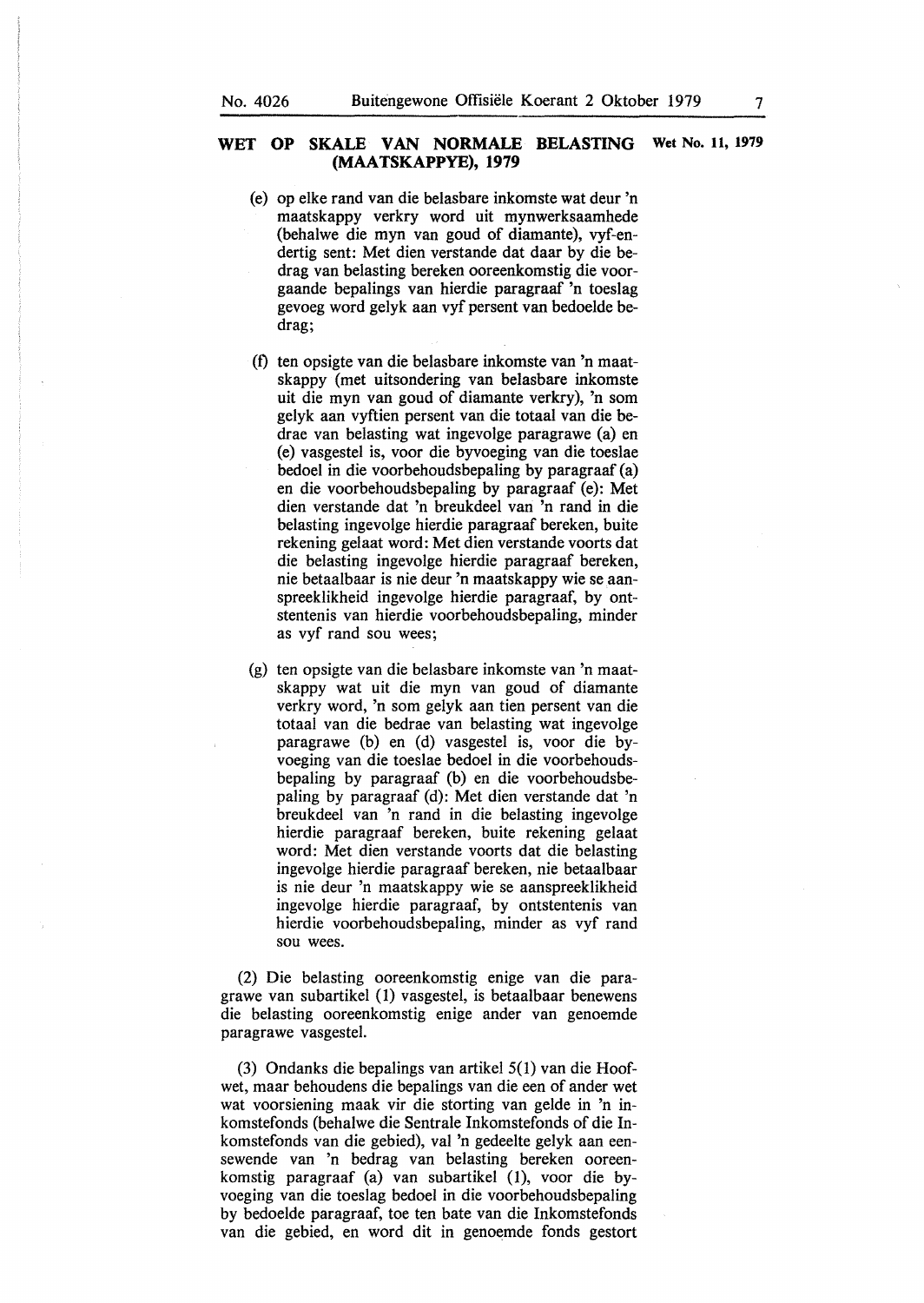## WET OP SKALE VAN NORMALE BELASTING (MAATSKAPPYE), 1979

Wet No. 11, 1979

(e) op elke rand van die belasbare inkomste wat deur 'n maatskappy verkry word uit mynwerksaamhede (behalwe die myn van goud of diamante), vyf-en-dertig sent: Met dien verstande dat daar by die bedrag van belasting bereken ooreenkomstig die voorgaande bepalings van hierdie paragraaf 'n toeslag gevoeg word gelyk aan vyf persent van bedoelde bedrag;

(f) ten opsigte van die belasbare inkomste van 'n maatskappy (met uitsondering van belasbare inkomste uit die myn van goud of diamante verkry), 'n som gelyk aan vyftien persent van die totaal van die bedrae van belasting wat ingevolge paragrawe (a) en (e) vasgestel is, voor die byvoeging van die toeslae bedoel in die voorbehoudsbepaling by paragraaf (a) en die voorbehoudsbepaling by paragraaf (e): Met dien verstande dat 'n breukdeel van 'n rand in die belasting ingevolge hierdie paragraaf bereken, buite rekening gelaat word: Met dien verstande voorts dat die belasting ingevolge hierdie paragraaf bereken, nie betaalbaar is nie deur 'n maatskappy wie se aanspreeklikheid ingevolge hierdie paragraaf, by ontstentenis van hierdie voorbehoudsbepaling, minder as vyf rand sou wees;

(g) ten opsigte van die belasbare inkomste van 'n maatskappy wat uit die myn van goud of diamante verkry word, 'n som gelyk aan tien persent van die totaal van die bedrae van belasting wat ingevolge paragrawe (b) en (d) vasgestel is, voor die byvoeging van die toeslae bedoel in die voorbehoudsbepaling by paragraaf (b) en die voorbehoudsbepaling by paragraaf (d): Met dien verstande dat 'n breukdeel van 'n rand in die belasting ingevolge hierdie paragraaf bereken, buite rekening gelaat word: Met dien verstande voorts dat die belasting ingevolge hierdie paragraaf bereken, nie betaalbaar is nie deur 'n maatskappy wie se aanspreeklikheid ingevolge hierdie paragraaf, by ontstentenis van hierdie voorbehoudsbepaling, minder as vyf rand sou wees.

(2) Die belasting ooreenkomstig enige van die paragrawe van subartikel (1) vasgestel, is betaalbaar benewens die belasting ooreenkomstig enige ander van genoemde paragrawe vasgestel.

(3) Ondanks die bepalings van artikel 5(1) van die Hoofwet, maar behoudens die bepalings van die een of ander wet wat voorsiening maak vir die storting van gelde in 'n inkomstefonds (behalwe die Sentrale Inkomstefonds of die Inkomstefonds van die gebied), val 'n gedeelte gelyk aan een-sewende van 'n bedrag van belasting bereken ooreenkomstig paragraaf (a) van subartikel (1), voor die byvoeging van die toeslag bedoel in die voorbehoudsbepaling by bedoelde paragraaf, toe ten bate van die Inkomstefonds van die gebied, en word dit in genoemde fonds gestort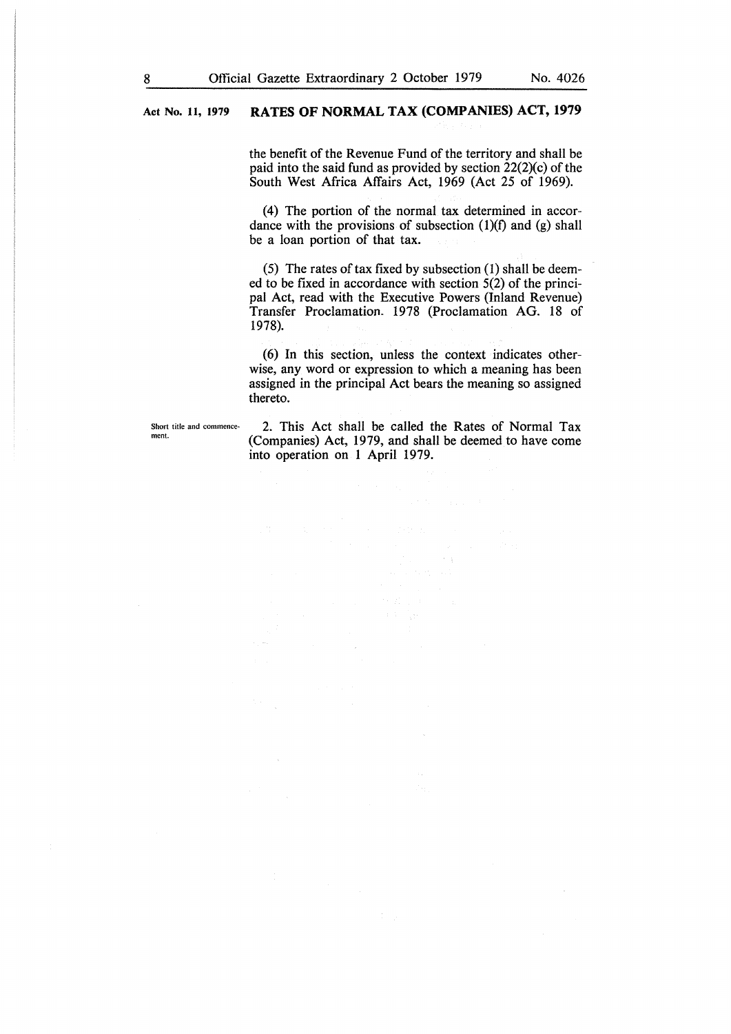the benefit of the Revenue Fund of the territory and shall be paid into the said fund as provided by section 22(2)(c) of the South West Africa Affairs Act, 1969 (Act 25 of 1969).

(4) The portion of the normal tax determined in accordance with the provisions of subsection (1)(f) and (g) shall be a loan portion of that tax.

(5) The rates of tax fixed by subsection (1) shall be deemed to be fixed in accordance with section 5(2) of the principal Act, read with the Executive Powers (Inland Revenue) Transfer Proclamation. 1978 (Proclamation AG. 18 of 1978).

(6) In this section, unless the context indicates otherwise, any word or expression to which a meaning has been assigned in the principal Act bears the meaning so assigned thereto.

Short title and commencement.

2. This Act shall be called the Rates of Normal Tax (Companies) Act, 1979, and shall be deemed to have come into operation on 1 April 1979.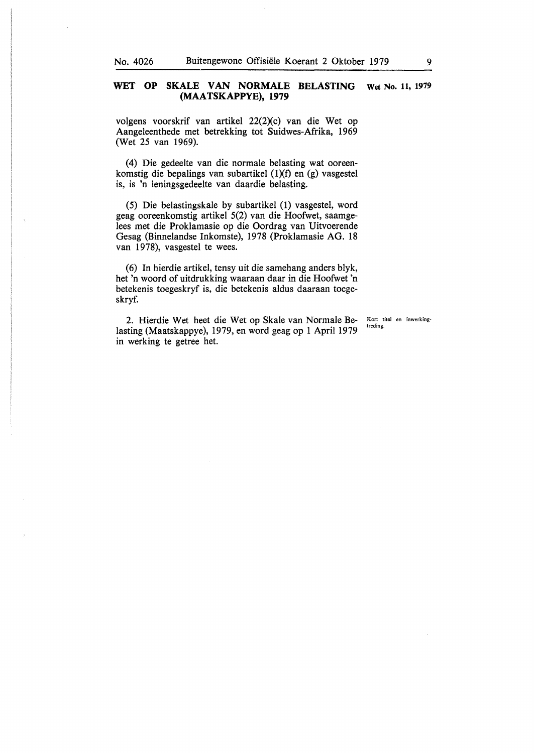**WET OP SKALE VAN NORMALE BELASTING (MAATSKAPPYE), 1979** — **Wet No. 11, 1979**

volgens voorskrif van artikel 22(2)(c) van die Wet op Aangeleenthede met betrekking tot Suidwes-Afrika, 1969 (Wet 25 van 1969).

(4) Die gedeelte van die normale belasting wat ooreenkomstig die bepalings van subartikel (1)(f) en (g) vasgestel is, is 'n leningsgedeelte van daardie belasting.

(5) Die belastingskale by subartikel (1) vasgestel, word geag ooreenkomstig artikel 5(2) van die Hoofwet, saamgelees met die Proklamasie op die Oordrag van Uitvoerende Gesag (Binnelandse Inkomste), 1978 (Proklamasie AG. 18 van 1978), vasgestel te wees.

(6) In hierdie artikel, tensy uit die samehang anders blyk, het 'n woord of uitdrukking waaraan daar in die Hoofwet 'n betekenis toegeskryf is, die betekenis aldus daaraan toegeskryf.

*Kort titel en inwerkingtreding.*

2. Hierdie Wet heet die Wet op Skale van Normale Belasting (Maatskappye), 1979, en word geag op 1 April 1979 in werking te getree het.